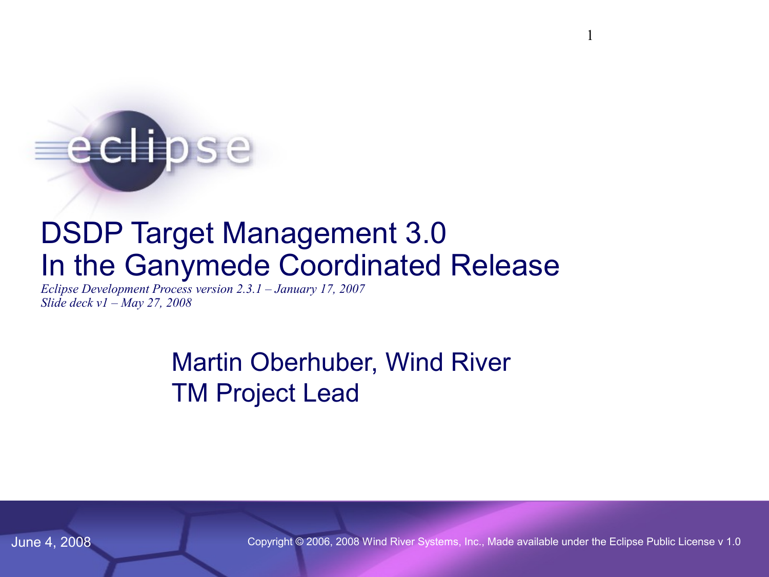# DSDP Target Management 3.0
# In the Ganymede Coordinated Release

*Eclipse Development Process version 2.3.1 – January 17, 2007*
*Slide deck v1 – May 27, 2008*

Martin Oberhuber, Wind River
TM Project Lead

June 4, 2008

Copyright © 2006, 2008 Wind River Systems, Inc., Made available under the Eclipse Public License v 1.0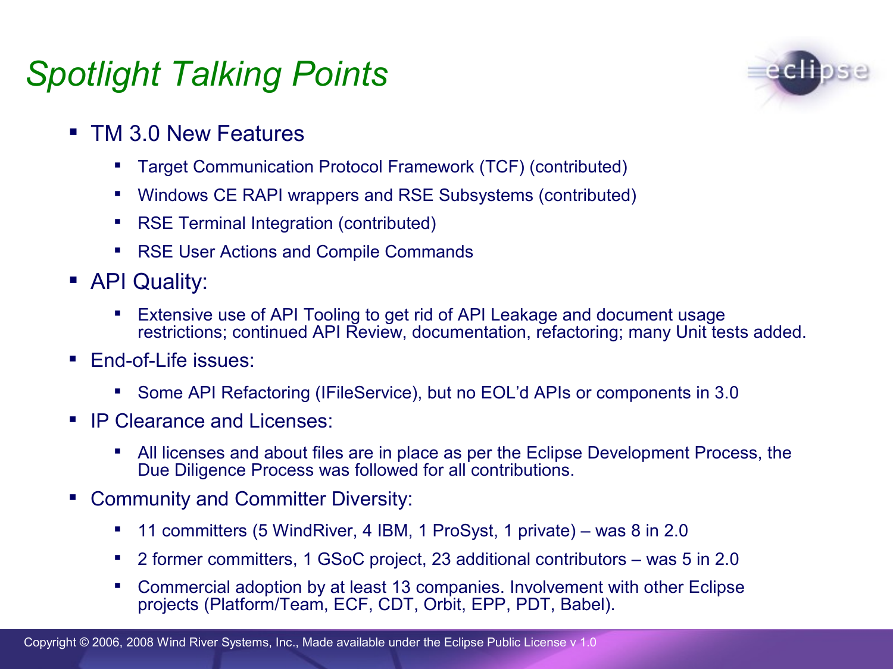# Spotlight Talking Points

- TM 3.0 New Features
  - Target Communication Protocol Framework (TCF) (contributed)
  - Windows CE RAPI wrappers and RSE Subsystems (contributed)
  - RSE Terminal Integration (contributed)
  - RSE User Actions and Compile Commands
- API Quality:
  - Extensive use of API Tooling to get rid of API Leakage and document usage restrictions; continued API Review, documentation, refactoring; many Unit tests added.
- End-of-Life issues:
  - Some API Refactoring (IFileService), but no EOL'd APIs or components in 3.0
- IP Clearance and Licenses:
  - All licenses and about files are in place as per the Eclipse Development Process, the Due Diligence Process was followed for all contributions.
- Community and Committer Diversity:
  - 11 committers (5 WindRiver, 4 IBM, 1 ProSyst, 1 private) – was 8 in 2.0
  - 2 former committers, 1 GSoC project, 23 additional contributors – was 5 in 2.0
  - Commercial adoption by at least 13 companies. Involvement with other Eclipse projects (Platform/Team, ECF, CDT, Orbit, EPP, PDT, Babel).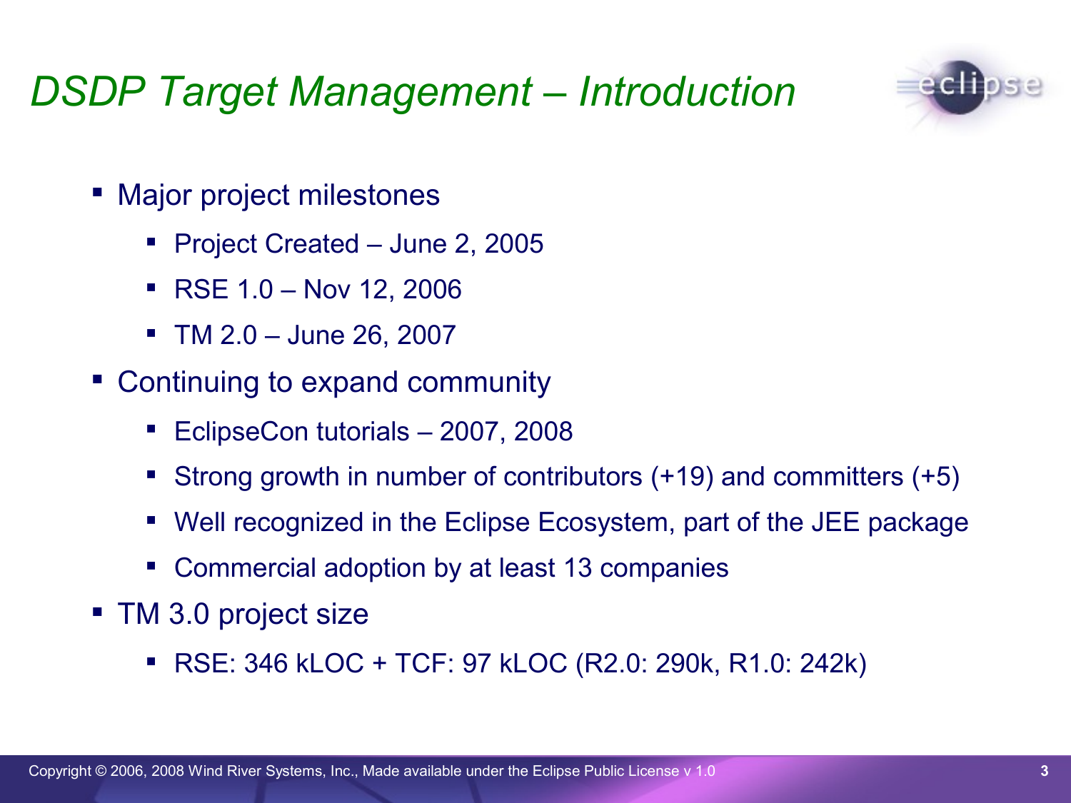# *DSDP Target Management – Introduction*

- Major project milestones
  - Project Created – June 2, 2005
  - RSE 1.0 – Nov 12, 2006
  - TM 2.0 – June 26, 2007
- Continuing to expand community
  - EclipseCon tutorials – 2007, 2008
  - Strong growth in number of contributors (+19) and committers (+5)
  - Well recognized in the Eclipse Ecosystem, part of the JEE package
  - Commercial adoption by at least 13 companies
- TM 3.0 project size
  - RSE: 346 kLOC + TCF: 97 kLOC (R2.0: 290k, R1.0: 242k)

Copyright © 2006, 2008 Wind River Systems, Inc., Made available under the Eclipse Public License v 1.0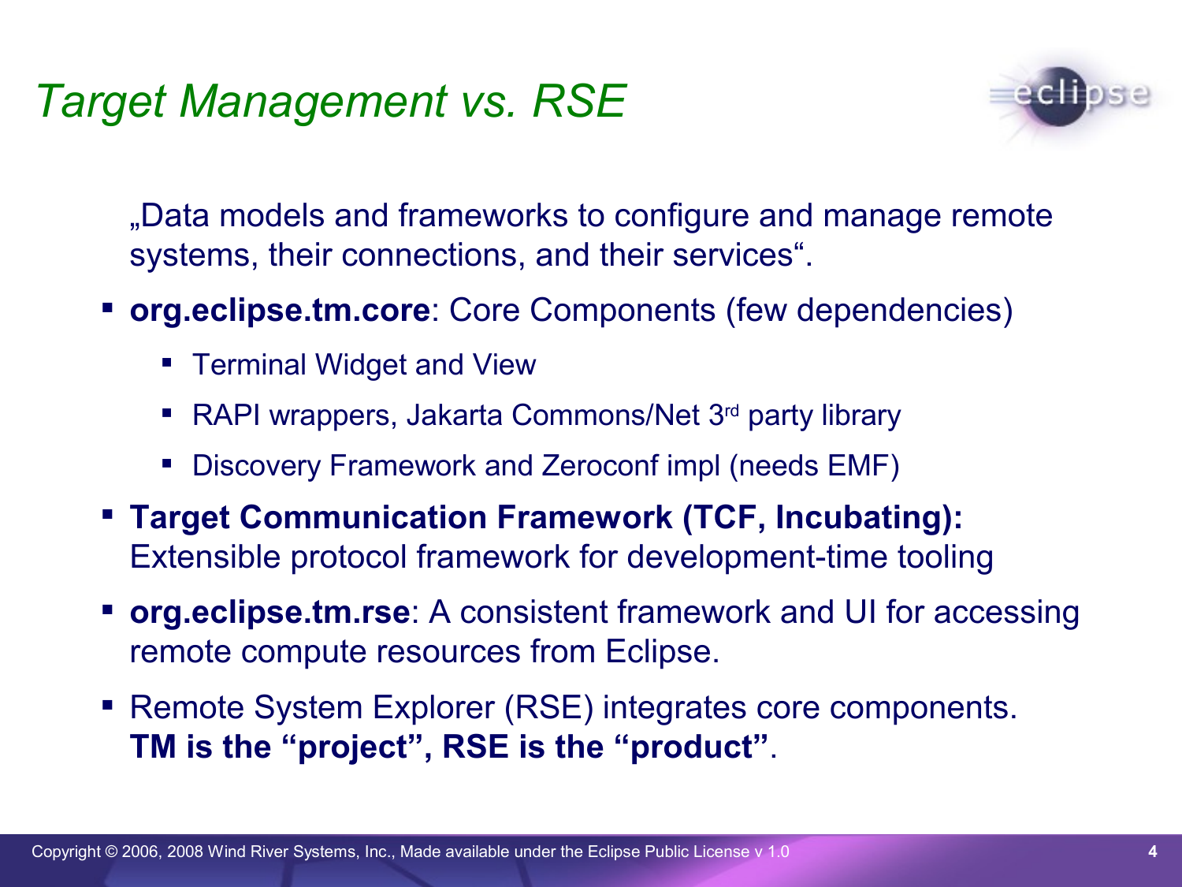# *Target Management vs. RSE*

„Data models and frameworks to configure and manage remote systems, their connections, and their services".

- **org.eclipse.tm.core**: Core Components (few dependencies)
  - Terminal Widget and View
  - RAPI wrappers, Jakarta Commons/Net 3rd party library
  - Discovery Framework and Zeroconf impl (needs EMF)
- **Target Communication Framework (TCF, Incubating):** Extensible protocol framework for development-time tooling
- **org.eclipse.tm.rse**: A consistent framework and UI for accessing remote compute resources from Eclipse.
- Remote System Explorer (RSE) integrates core components. **TM is the "project", RSE is the "product"**.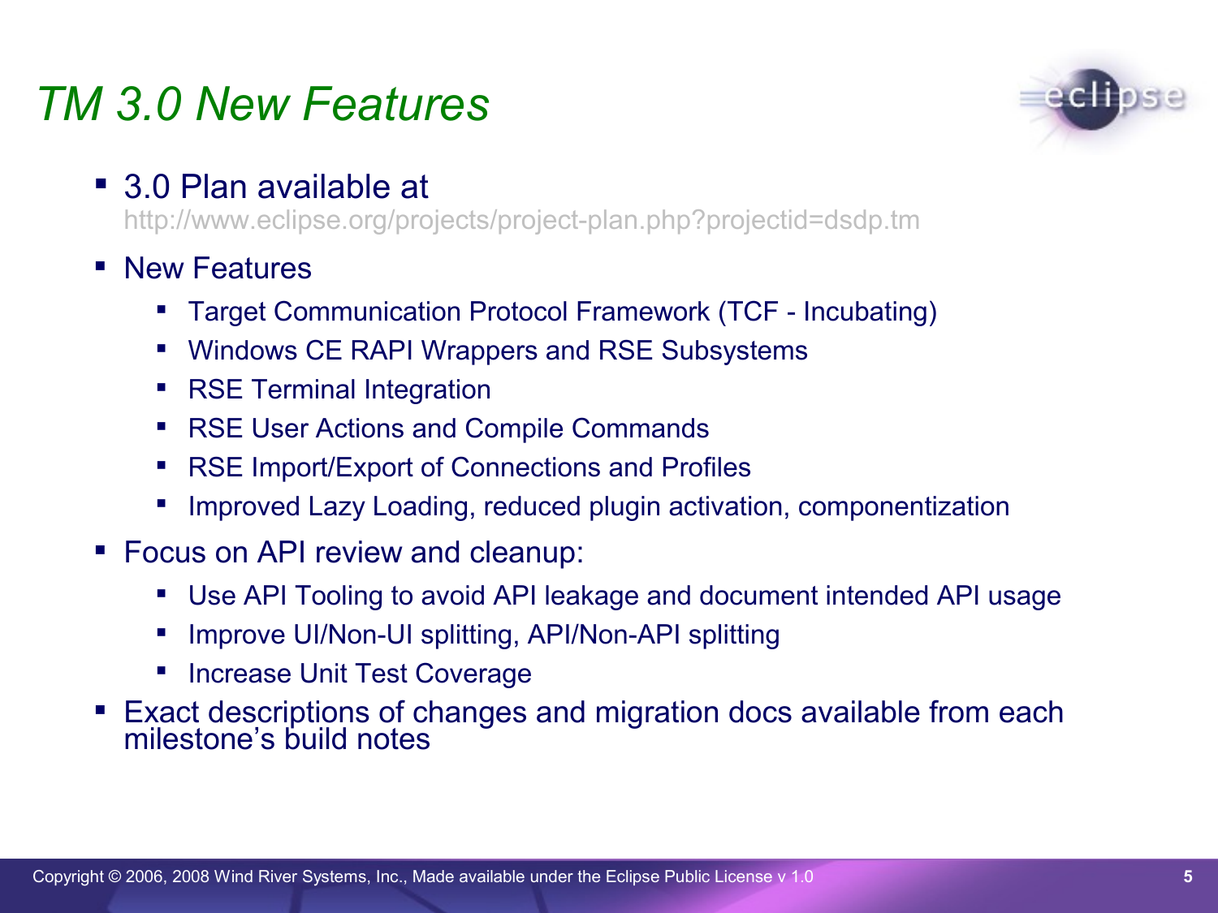# TM 3.0 New Features

- 3.0 Plan available at
  http://www.eclipse.org/projects/project-plan.php?projectid=dsdp.tm
- New Features
  - Target Communication Protocol Framework (TCF - Incubating)
  - Windows CE RAPI Wrappers and RSE Subsystems
  - RSE Terminal Integration
  - RSE User Actions and Compile Commands
  - RSE Import/Export of Connections and Profiles
  - Improved Lazy Loading, reduced plugin activation, componentization
- Focus on API review and cleanup:
  - Use API Tooling to avoid API leakage and document intended API usage
  - Improve UI/Non-UI splitting, API/Non-API splitting
  - Increase Unit Test Coverage
- Exact descriptions of changes and migration docs available from each milestone's build notes

Copyright © 2006, 2008 Wind River Systems, Inc., Made available under the Eclipse Public License v 1.0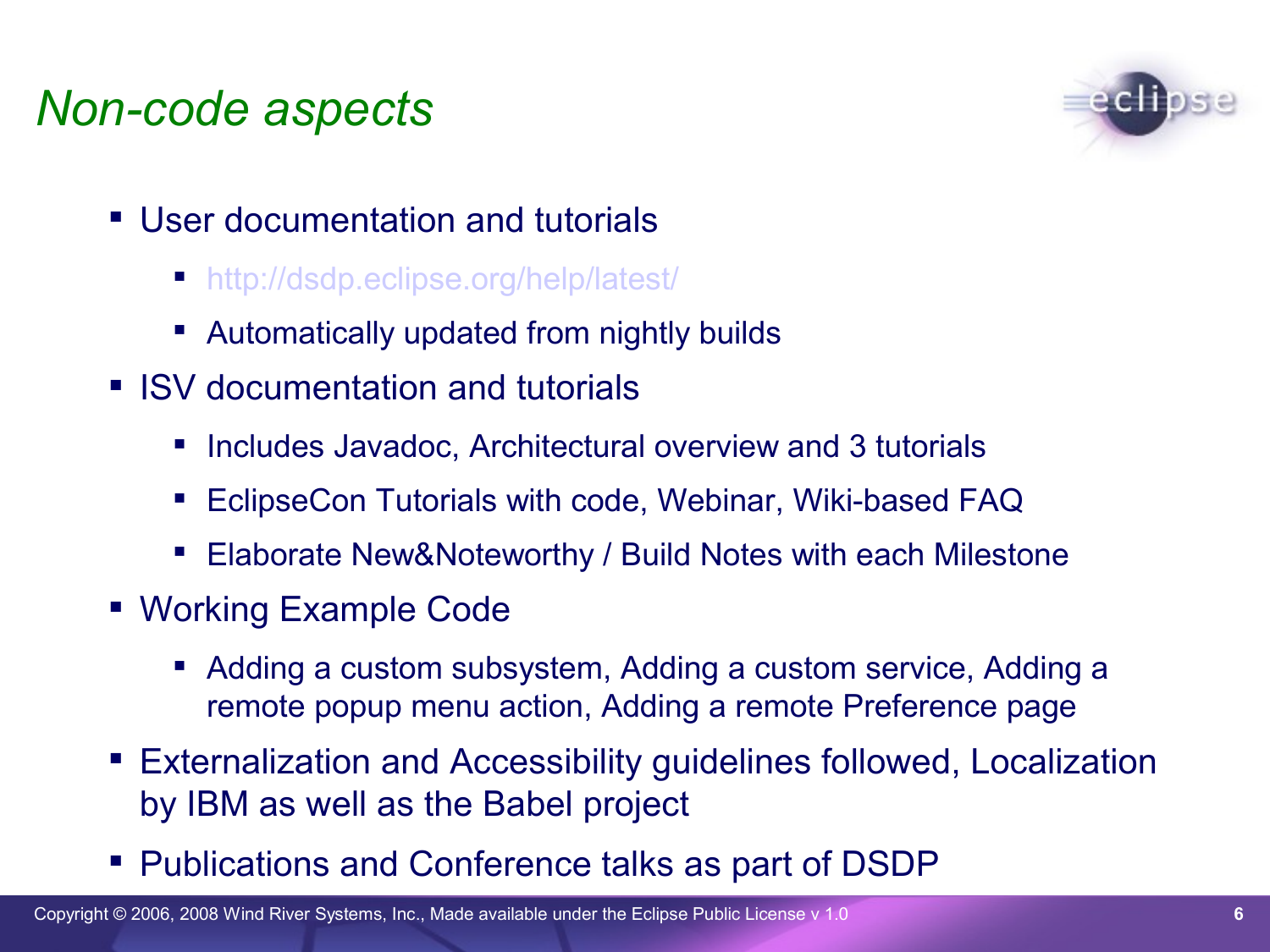# Non-code aspects

- User documentation and tutorials
  - http://dsdp.eclipse.org/help/latest/
  - Automatically updated from nightly builds
- ISV documentation and tutorials
  - Includes Javadoc, Architectural overview and 3 tutorials
  - EclipseCon Tutorials with code, Webinar, Wiki-based FAQ
  - Elaborate New&Noteworthy / Build Notes with each Milestone
- Working Example Code
  - Adding a custom subsystem, Adding a custom service, Adding a remote popup menu action, Adding a remote Preference page
- Externalization and Accessibility guidelines followed, Localization by IBM as well as the Babel project
- Publications and Conference talks as part of DSDP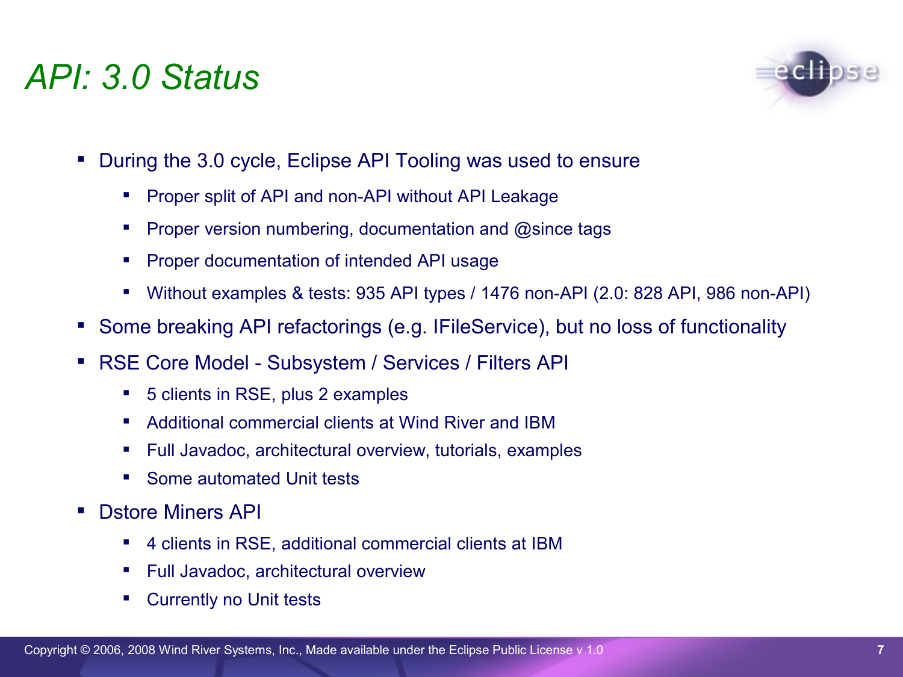# API: 3.0 Status

- During the 3.0 cycle, Eclipse API Tooling was used to ensure
  - Proper split of API and non-API without API Leakage
  - Proper version numbering, documentation and @since tags
  - Proper documentation of intended API usage
  - Without examples & tests: 935 API types / 1476 non-API (2.0: 828 API, 986 non-API)
- Some breaking API refactorings (e.g. IFileService), but no loss of functionality
- RSE Core Model - Subsystem / Services / Filters API
  - 5 clients in RSE, plus 2 examples
  - Additional commercial clients at Wind River and IBM
  - Full Javadoc, architectural overview, tutorials, examples
  - Some automated Unit tests
- Dstore Miners API
  - 4 clients in RSE, additional commercial clients at IBM
  - Full Javadoc, architectural overview
  - Currently no Unit tests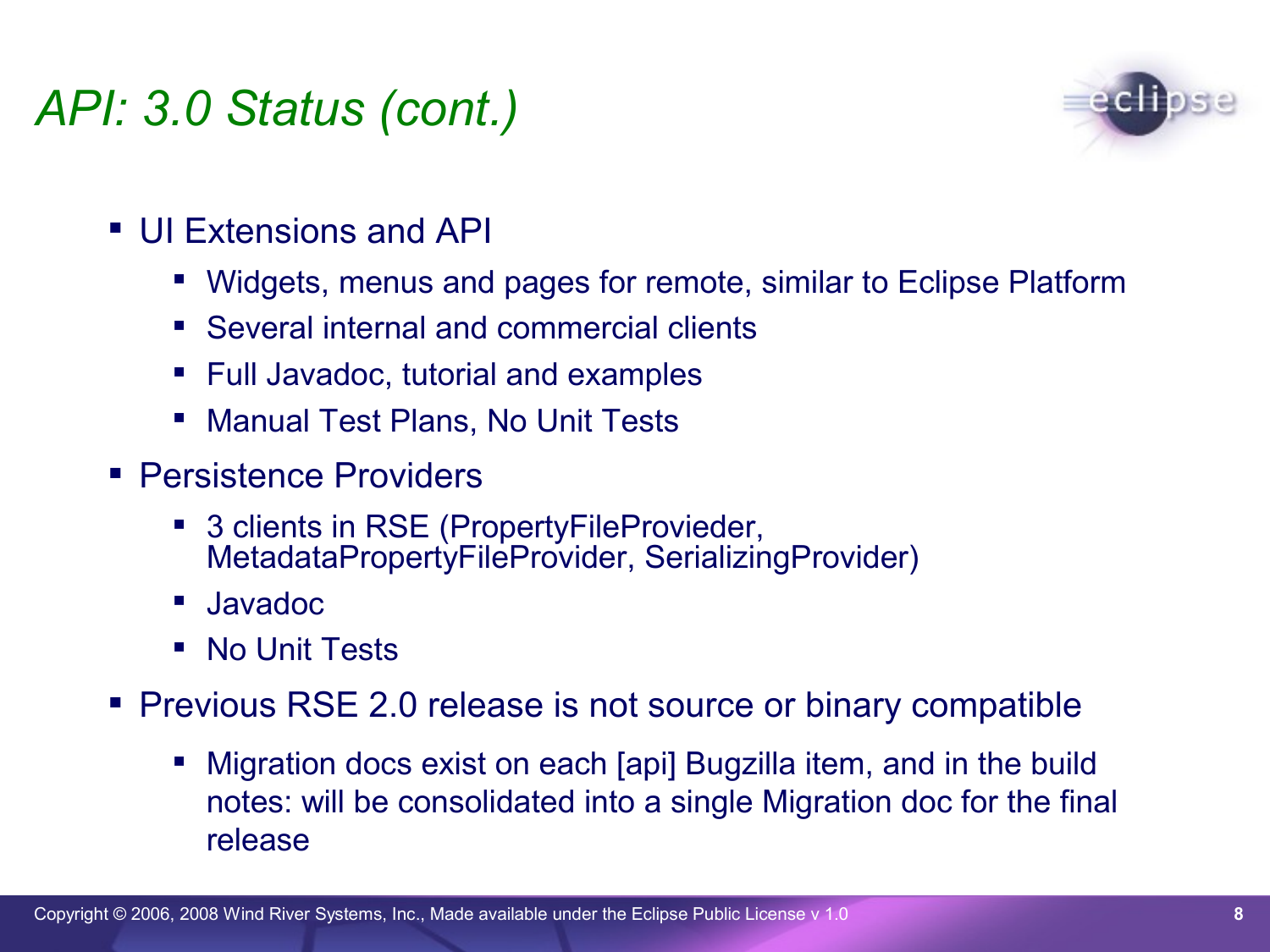# *API: 3.0 Status (cont.)*

- UI Extensions and API
  - Widgets, menus and pages for remote, similar to Eclipse Platform
  - Several internal and commercial clients
  - Full Javadoc, tutorial and examples
  - Manual Test Plans, No Unit Tests
- Persistence Providers
  - 3 clients in RSE (PropertyFileProvieder, MetadataPropertyFileProvider, SerializingProvider)
  - Javadoc
  - No Unit Tests
- Previous RSE 2.0 release is not source or binary compatible
  - Migration docs exist on each [api] Bugzilla item, and in the build notes: will be consolidated into a single Migration doc for the final release

Copyright © 2006, 2008 Wind River Systems, Inc., Made available under the Eclipse Public License v 1.0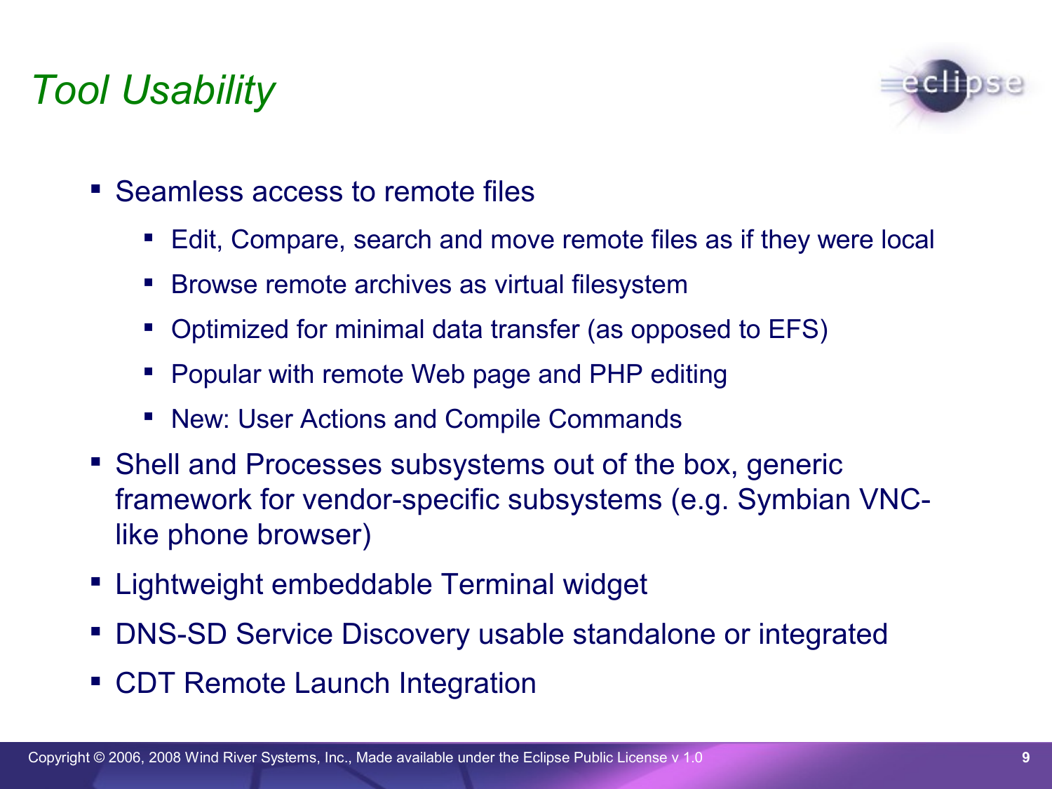# *Tool Usability*

- Seamless access to remote files
  - Edit, Compare, search and move remote files as if they were local
  - Browse remote archives as virtual filesystem
  - Optimized for minimal data transfer (as opposed to EFS)
  - Popular with remote Web page and PHP editing
  - New: User Actions and Compile Commands
- Shell and Processes subsystems out of the box, generic framework for vendor-specific subsystems (e.g. Symbian VNC-like phone browser)
- Lightweight embeddable Terminal widget
- DNS-SD Service Discovery usable standalone or integrated
- CDT Remote Launch Integration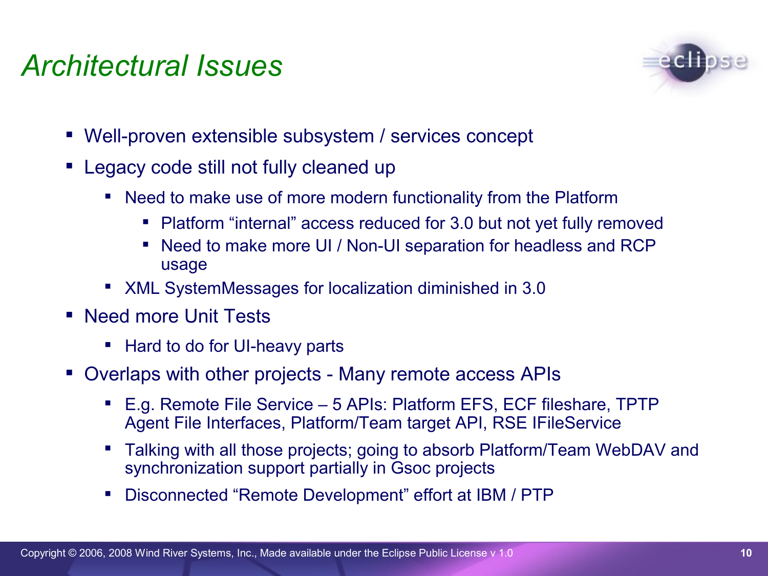# Architectural Issues

- Well-proven extensible subsystem / services concept
- Legacy code still not fully cleaned up
  - Need to make use of more modern functionality from the Platform
    - Platform “internal” access reduced for 3.0 but not yet fully removed
    - Need to make more UI / Non-UI separation for headless and RCP usage
  - XML SystemMessages for localization diminished in 3.0
- Need more Unit Tests
  - Hard to do for UI-heavy parts
- Overlaps with other projects - Many remote access APIs
  - E.g. Remote File Service – 5 APIs: Platform EFS, ECF fileshare, TPTP Agent File Interfaces, Platform/Team target API, RSE IFileService
  - Talking with all those projects; going to absorb Platform/Team WebDAV and synchronization support partially in Gsoc projects
  - Disconnected “Remote Development” effort at IBM / PTP

Copyright © 2006, 2008 Wind River Systems, Inc., Made available under the Eclipse Public License v 1.0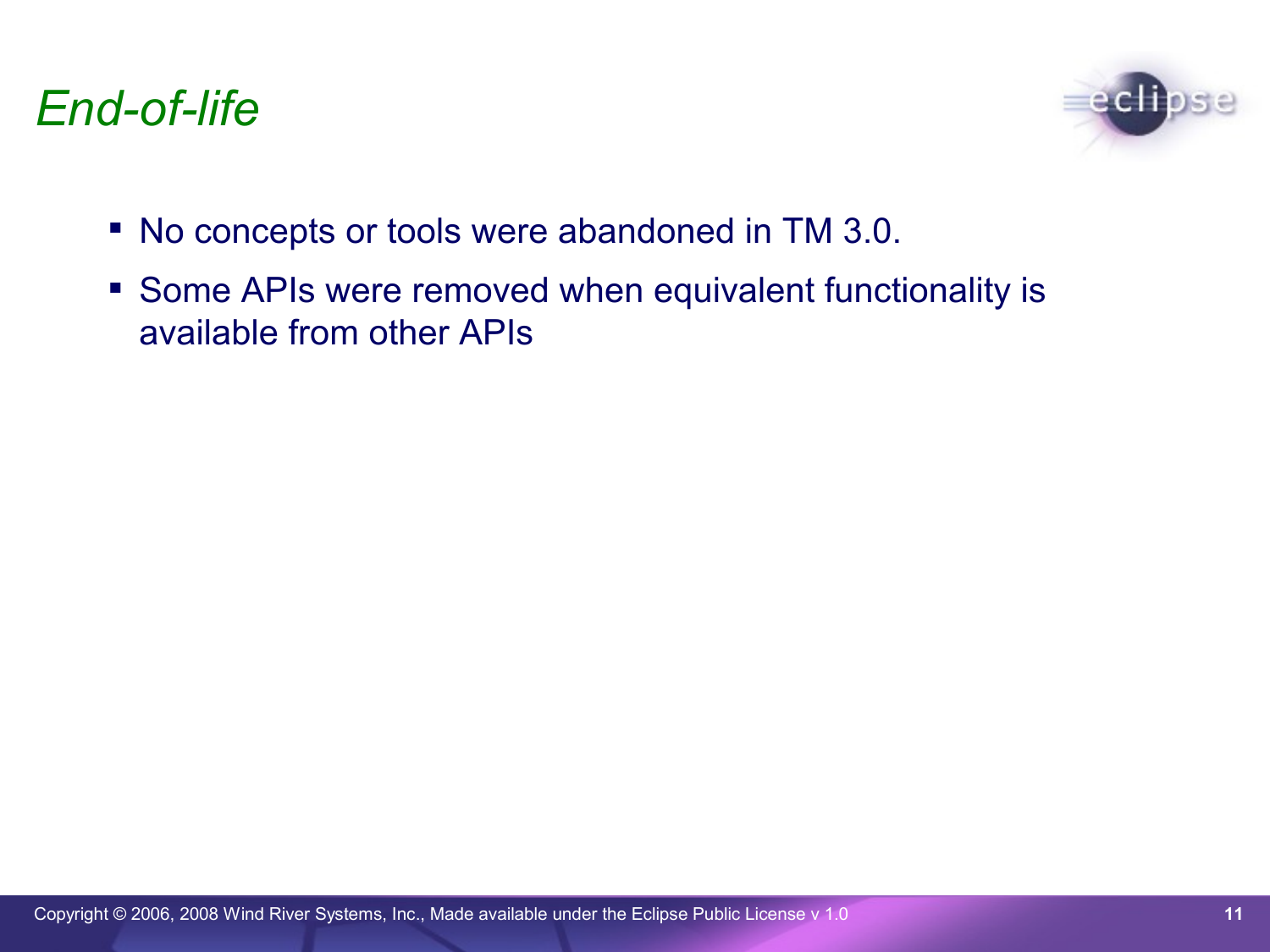# *End-of-life*

- No concepts or tools were abandoned in TM 3.0.
- Some APIs were removed when equivalent functionality is available from other APIs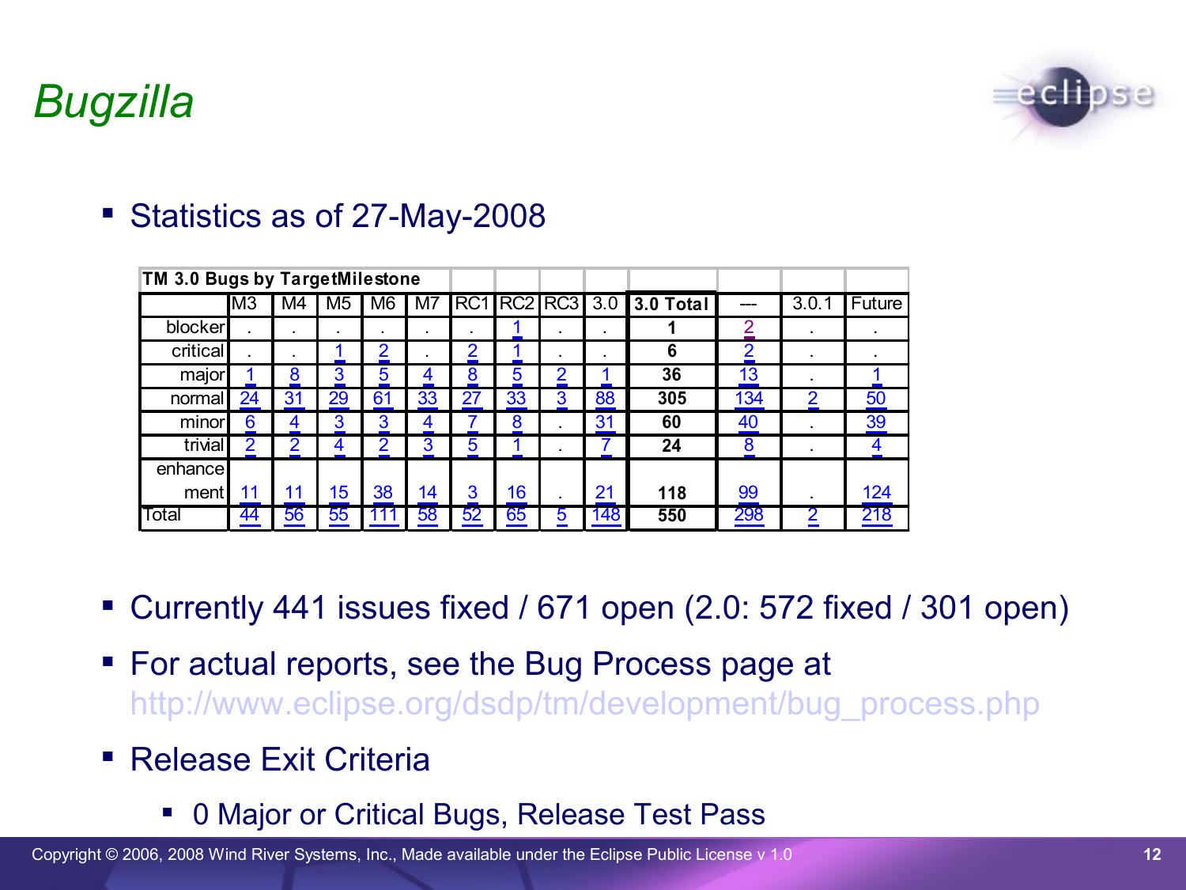# Bugzilla

- Statistics as of 27-May-2008

| TM 3.0 Bugs by TargetMilestone | M3 | M4 | M5 | M6 | M7 | RC1 | RC2 | RC3 | 3.0 | 3.0 Total | --- | 3.0.1 | Future |
|---|---|---|---|---|---|---|---|---|---|---|---|---|---|
| blocker | . | . | . | . | . | . | 1 | . | . | 1 | 2 | . | . |
| critical | . | . | 1 | 2 | . | 2 | 1 | . | . | 6 | 2 | . | . |
| major | 1 | 8 | 3 | 5 | 4 | 8 | 5 | 2 | 1 | 36 | 13 | . | 1 |
| normal | 24 | 31 | 29 | 61 | 33 | 27 | 33 | 3 | 88 | 305 | 134 | 2 | 50 |
| minor | 6 | 4 | 3 | 3 | 4 | 7 | 8 | . | 31 | 60 | 40 | . | 39 |
| trivial | 2 | 2 | 4 | 2 | 3 | 5 | 1 | . | 7 | 24 | 8 | . | 4 |
| enhancement | 11 | 11 | 15 | 38 | 14 | 3 | 16 | . | 21 | 118 | 99 | . | 124 |
| Total | 44 | 56 | 55 | 111 | 58 | 52 | 65 | 5 | 148 | 550 | 298 | 2 | 218 |

- Currently 441 issues fixed / 671 open (2.0: 572 fixed / 301 open)
- For actual reports, see the Bug Process page at http://www.eclipse.org/dsdp/tm/development/bug_process.php
- Release Exit Criteria
  - 0 Major or Critical Bugs, Release Test Pass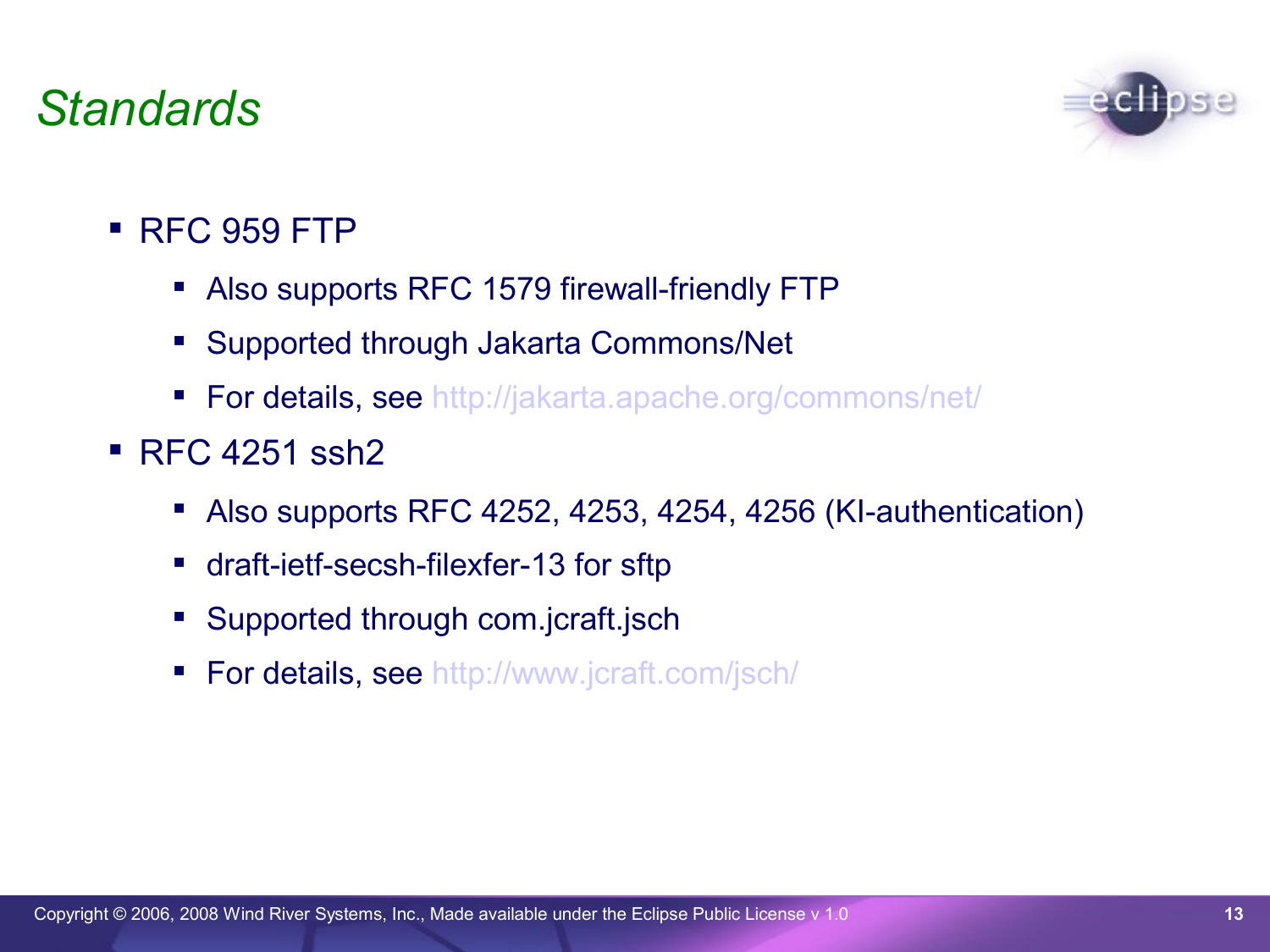# *Standards*

- RFC 959 FTP
  - Also supports RFC 1579 firewall-friendly FTP
  - Supported through Jakarta Commons/Net
  - For details, see http://jakarta.apache.org/commons/net/
- RFC 4251 ssh2
  - Also supports RFC 4252, 4253, 4254, 4256 (KI-authentication)
  - draft-ietf-secsh-filexfer-13 for sftp
  - Supported through com.jcraft.jsch
  - For details, see http://www.jcraft.com/jsch/

Copyright © 2006, 2008 Wind River Systems, Inc., Made available under the Eclipse Public License v 1.0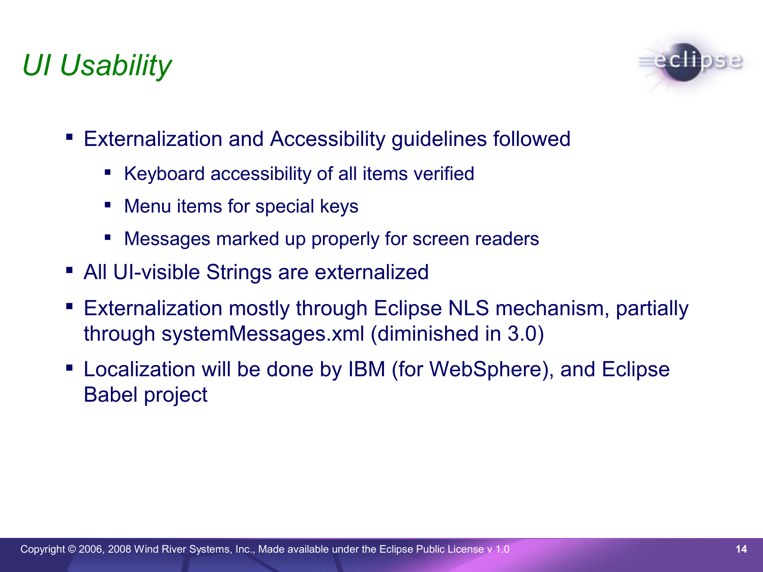# *UI Usability*

- Externalization and Accessibility guidelines followed
  - Keyboard accessibility of all items verified
  - Menu items for special keys
  - Messages marked up properly for screen readers
- All UI-visible Strings are externalized
- Externalization mostly through Eclipse NLS mechanism, partially through systemMessages.xml (diminished in 3.0)
- Localization will be done by IBM (for WebSphere), and Eclipse Babel project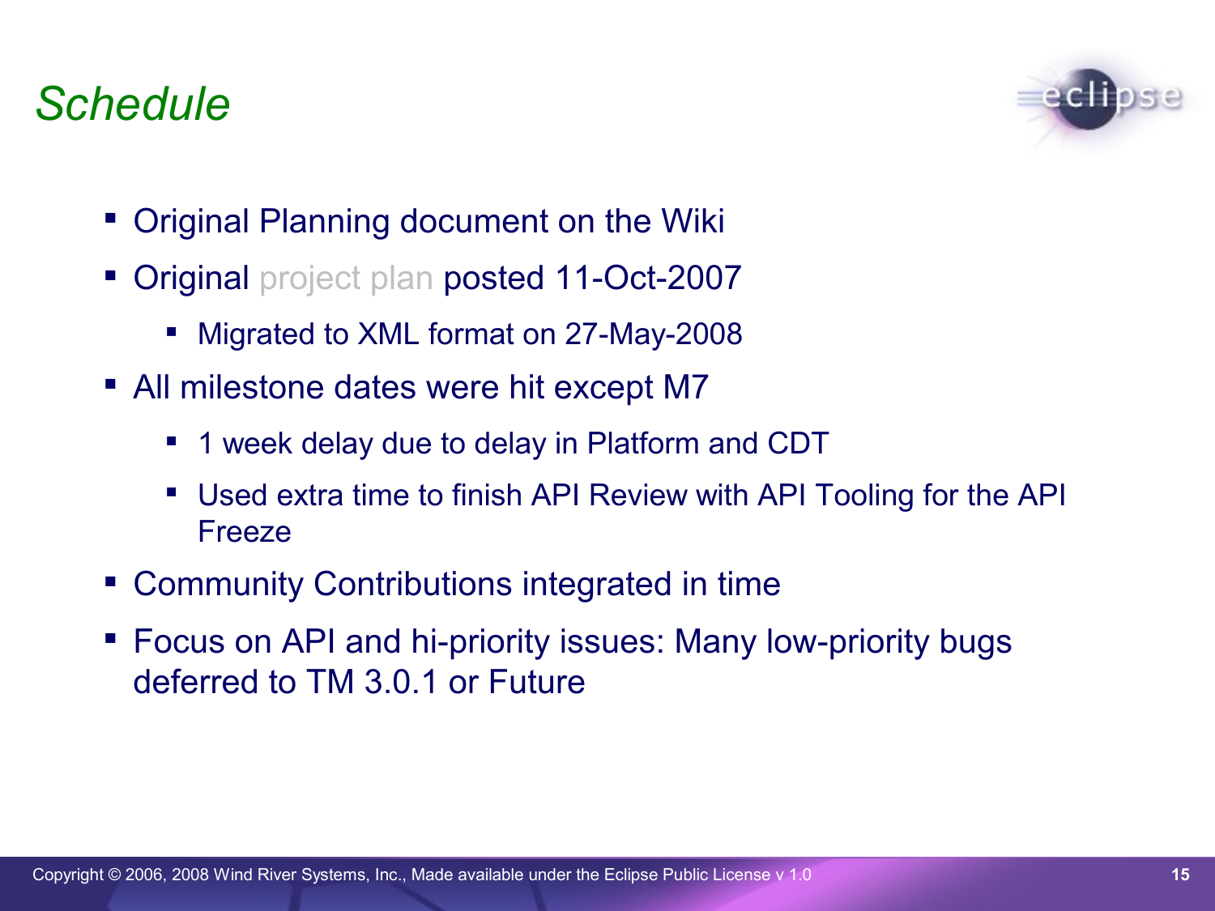# *Schedule*

- Original Planning document on the Wiki
- Original project plan posted 11-Oct-2007
  - Migrated to XML format on 27-May-2008
- All milestone dates were hit except M7
  - 1 week delay due to delay in Platform and CDT
  - Used extra time to finish API Review with API Tooling for the API Freeze
- Community Contributions integrated in time
- Focus on API and hi-priority issues: Many low-priority bugs deferred to TM 3.0.1 or Future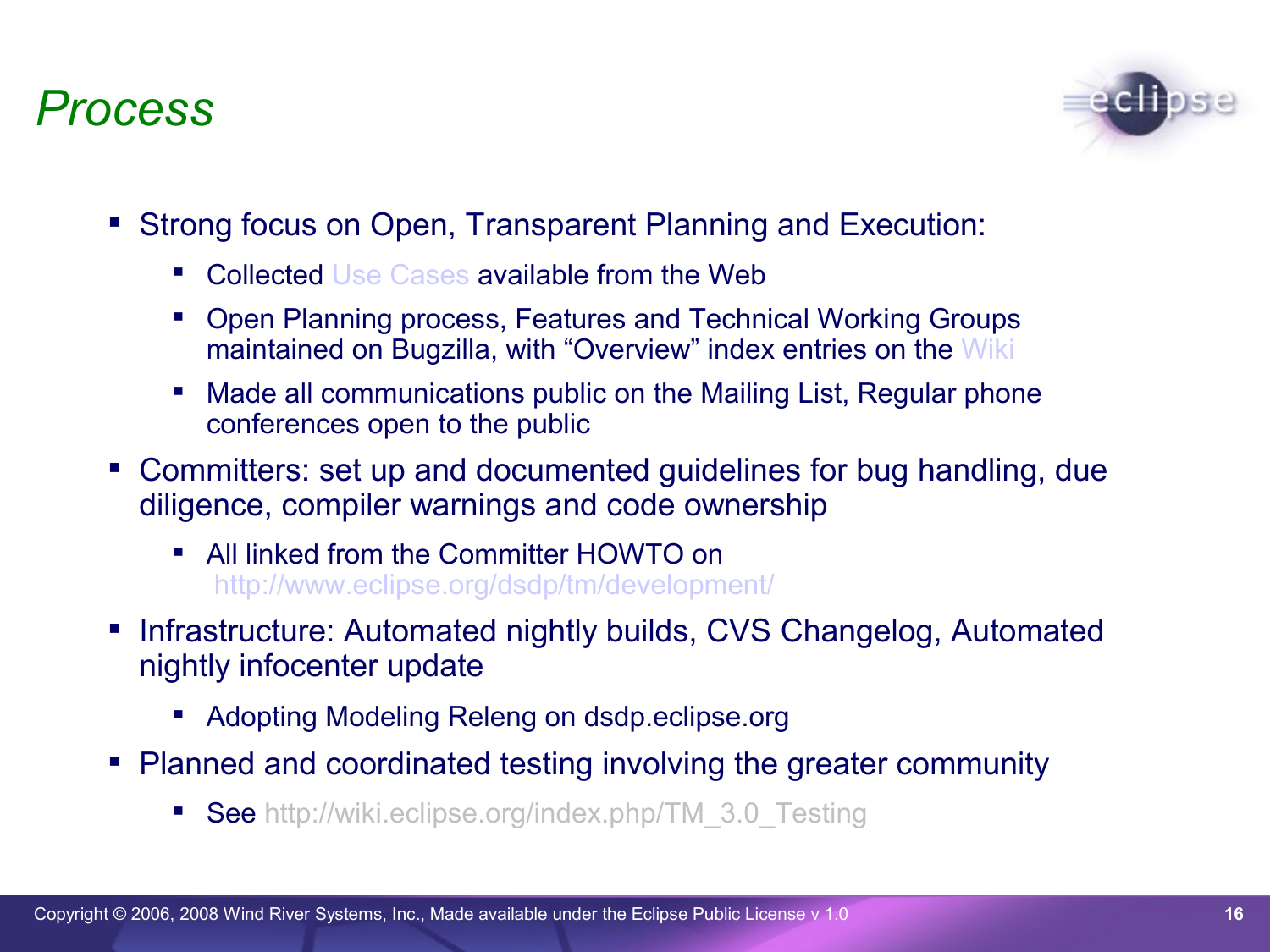# Process

- Strong focus on Open, Transparent Planning and Execution:
  - Collected Use Cases available from the Web
  - Open Planning process, Features and Technical Working Groups maintained on Bugzilla, with “Overview” index entries on the Wiki
  - Made all communications public on the Mailing List, Regular phone conferences open to the public
- Committers: set up and documented guidelines for bug handling, due diligence, compiler warnings and code ownership
  - All linked from the Committer HOWTO on http://www.eclipse.org/dsdp/tm/development/
- Infrastructure: Automated nightly builds, CVS Changelog, Automated nightly infocenter update
  - Adopting Modeling Releng on dsdp.eclipse.org
- Planned and coordinated testing involving the greater community
  - See http://wiki.eclipse.org/index.php/TM_3.0_Testing

Copyright © 2006, 2008 Wind River Systems, Inc., Made available under the Eclipse Public License v 1.0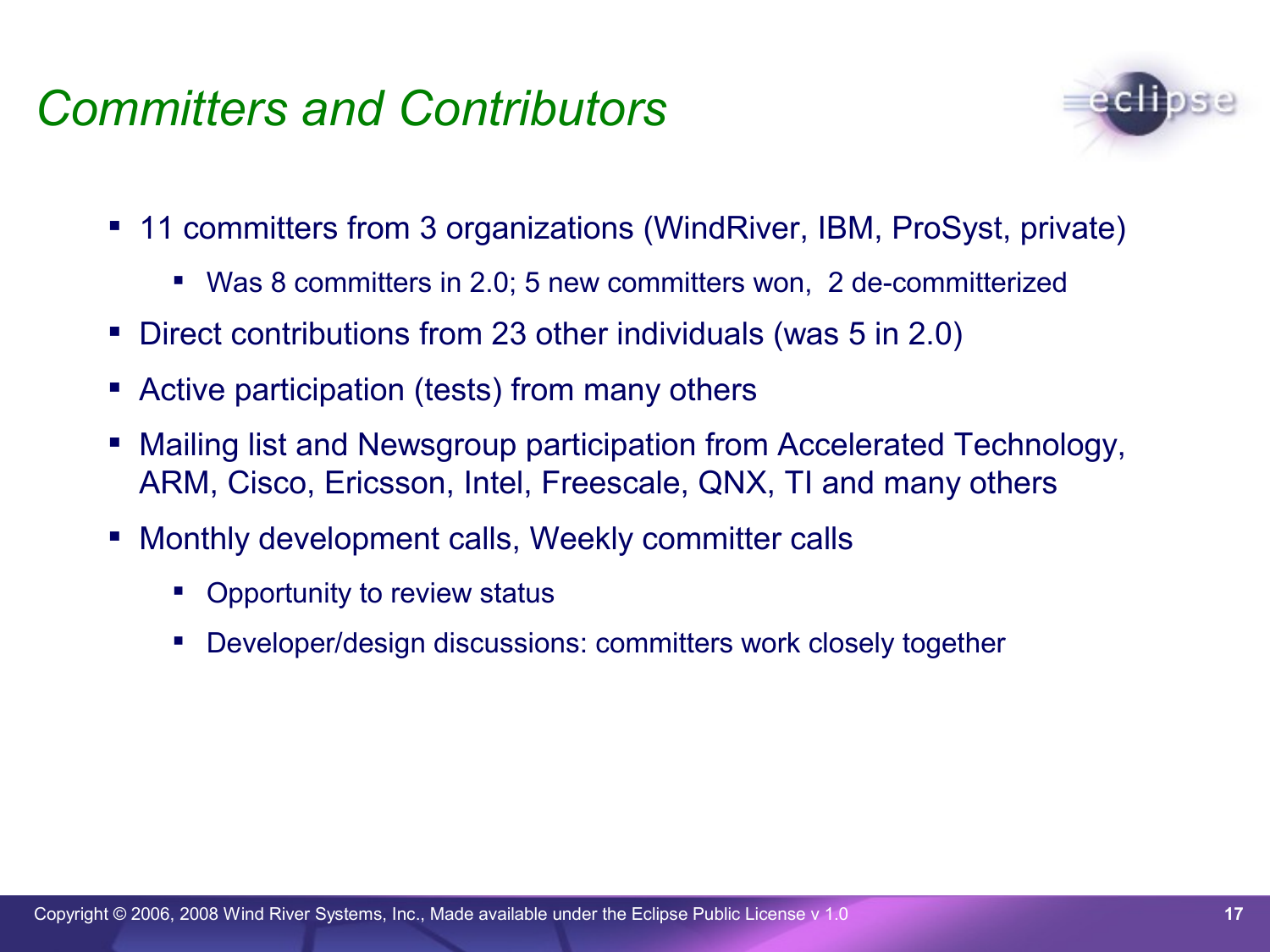# *Committers and Contributors*

- 11 committers from 3 organizations (WindRiver, IBM, ProSyst, private)
  - Was 8 committers in 2.0; 5 new committers won, 2 de-committerized
- Direct contributions from 23 other individuals (was 5 in 2.0)
- Active participation (tests) from many others
- Mailing list and Newsgroup participation from Accelerated Technology, ARM, Cisco, Ericsson, Intel, Freescale, QNX, TI and many others
- Monthly development calls, Weekly committer calls
  - Opportunity to review status
  - Developer/design discussions: committers work closely together

Copyright © 2006, 2008 Wind River Systems, Inc., Made available under the Eclipse Public License v 1.0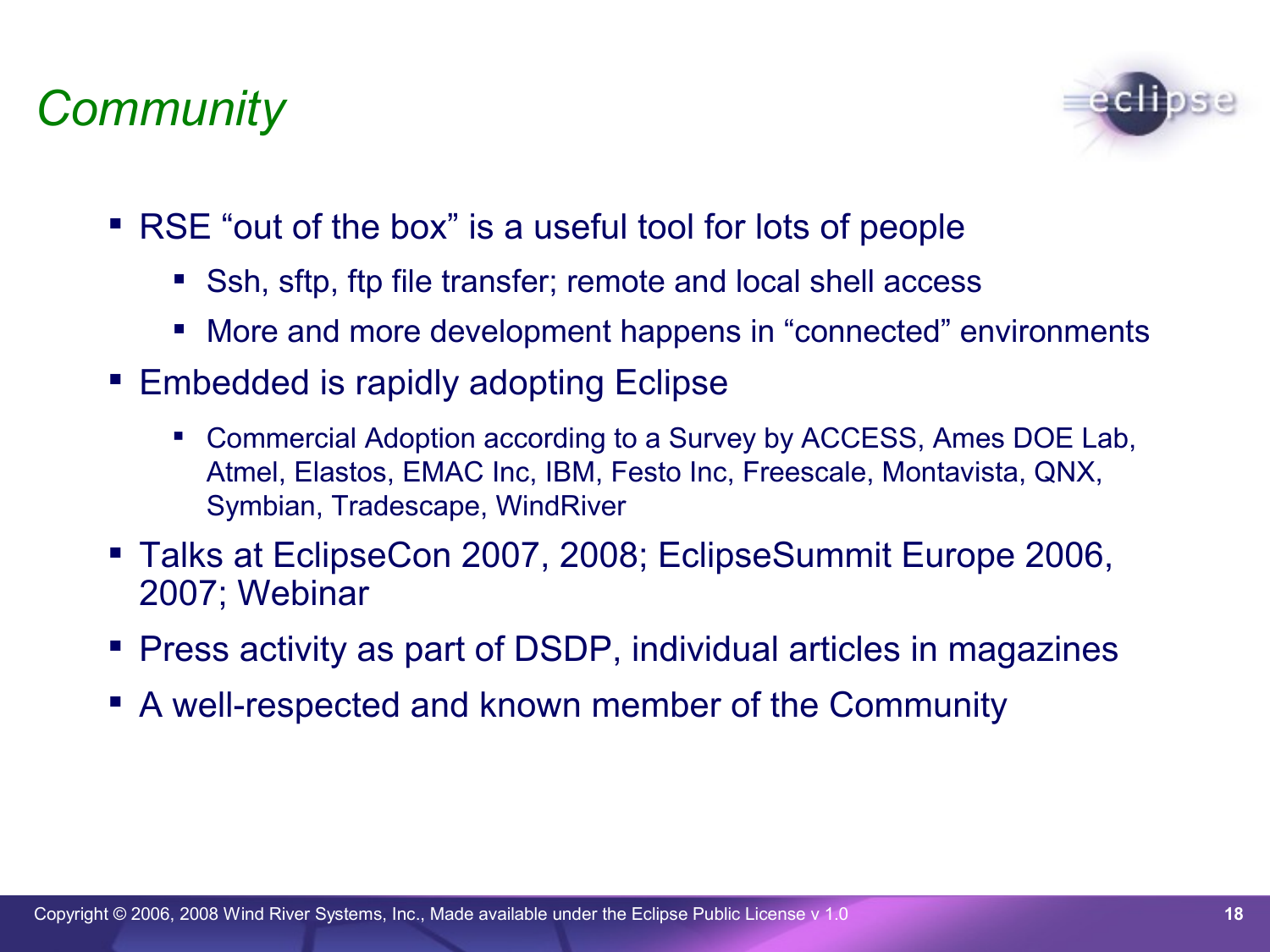# *Community*

- RSE "out of the box" is a useful tool for lots of people
  - Ssh, sftp, ftp file transfer; remote and local shell access
  - More and more development happens in "connected" environments
- Embedded is rapidly adopting Eclipse
  - Commercial Adoption according to a Survey by ACCESS, Ames DOE Lab, Atmel, Elastos, EMAC Inc, IBM, Festo Inc, Freescale, Montavista, QNX, Symbian, Tradescape, WindRiver
- Talks at EclipseCon 2007, 2008; EclipseSummit Europe 2006, 2007; Webinar
- Press activity as part of DSDP, individual articles in magazines
- A well-respected and known member of the Community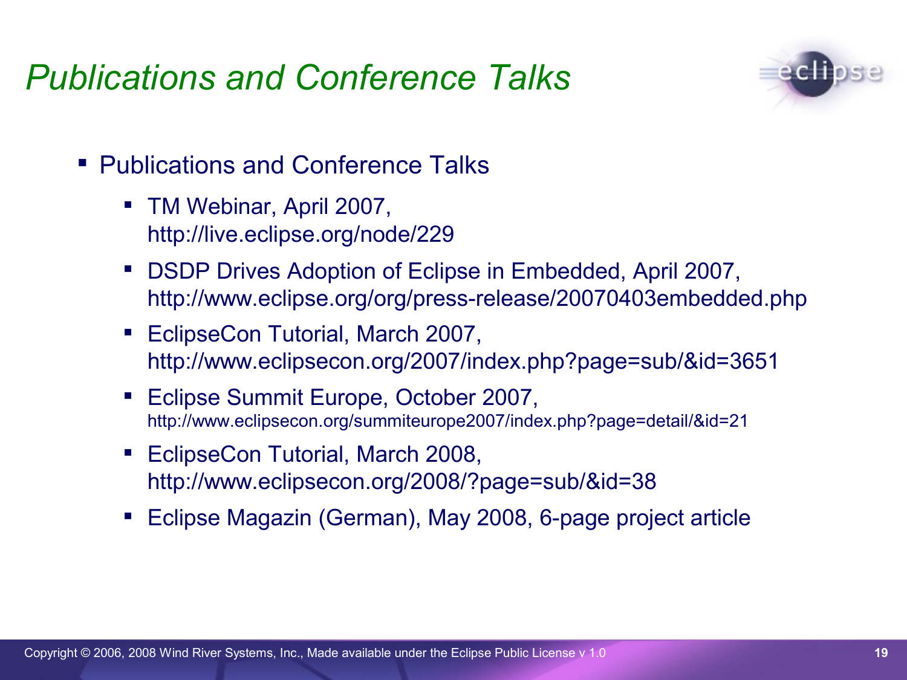# Publications and Conference Talks

- Publications and Conference Talks
  - TM Webinar, April 2007, http://live.eclipse.org/node/229
  - DSDP Drives Adoption of Eclipse in Embedded, April 2007, http://www.eclipse.org/org/press-release/20070403embedded.php
  - EclipseCon Tutorial, March 2007, http://www.eclipsecon.org/2007/index.php?page=sub/&id=3651
  - Eclipse Summit Europe, October 2007, http://www.eclipsecon.org/summiteurope2007/index.php?page=detail/&id=21
  - EclipseCon Tutorial, March 2008, http://www.eclipsecon.org/2008/?page=sub/&id=38
  - Eclipse Magazin (German), May 2008, 6-page project article

Copyright © 2006, 2008 Wind River Systems, Inc., Made available under the Eclipse Public License v 1.0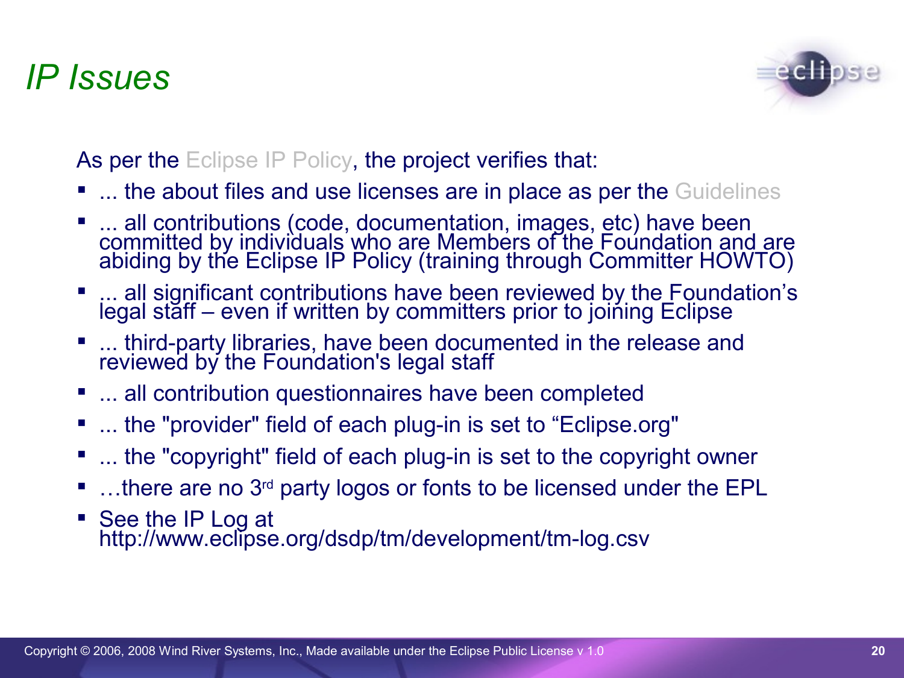# *IP Issues*

As per the Eclipse IP Policy, the project verifies that:

- ... the about files and use licenses are in place as per the Guidelines
- ... all contributions (code, documentation, images, etc) have been committed by individuals who are Members of the Foundation and are abiding by the Eclipse IP Policy (training through Committer HOWTO)
- ... all significant contributions have been reviewed by the Foundation's legal staff – even if written by committers prior to joining Eclipse
- ... third-party libraries, have been documented in the release and reviewed by the Foundation's legal staff
- ... all contribution questionnaires have been completed
- ... the "provider" field of each plug-in is set to "Eclipse.org"
- ... the "copyright" field of each plug-in is set to the copyright owner
- …there are no 3rd party logos or fonts to be licensed under the EPL
- See the IP Log at http://www.eclipse.org/dsdp/tm/development/tm-log.csv

Copyright © 2006, 2008 Wind River Systems, Inc., Made available under the Eclipse Public License v 1.0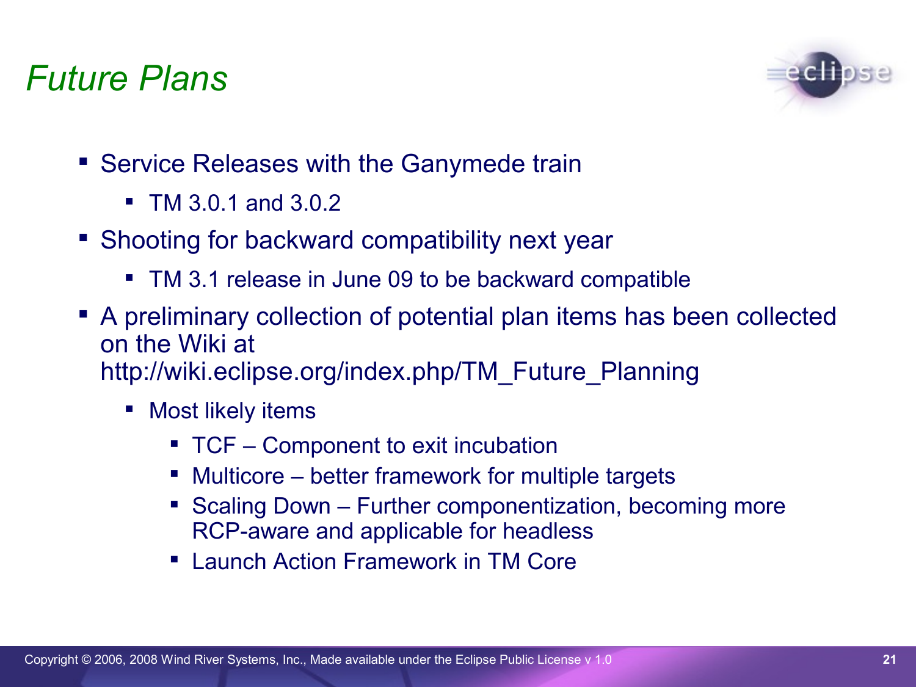# *Future Plans*

- Service Releases with the Ganymede train
  - TM 3.0.1 and 3.0.2
- Shooting for backward compatibility next year
  - TM 3.1 release in June 09 to be backward compatible
- A preliminary collection of potential plan items has been collected on the Wiki at http://wiki.eclipse.org/index.php/TM_Future_Planning
  - Most likely items
    - TCF – Component to exit incubation
    - Multicore – better framework for multiple targets
    - Scaling Down – Further componentization, becoming more RCP-aware and applicable for headless
    - Launch Action Framework in TM Core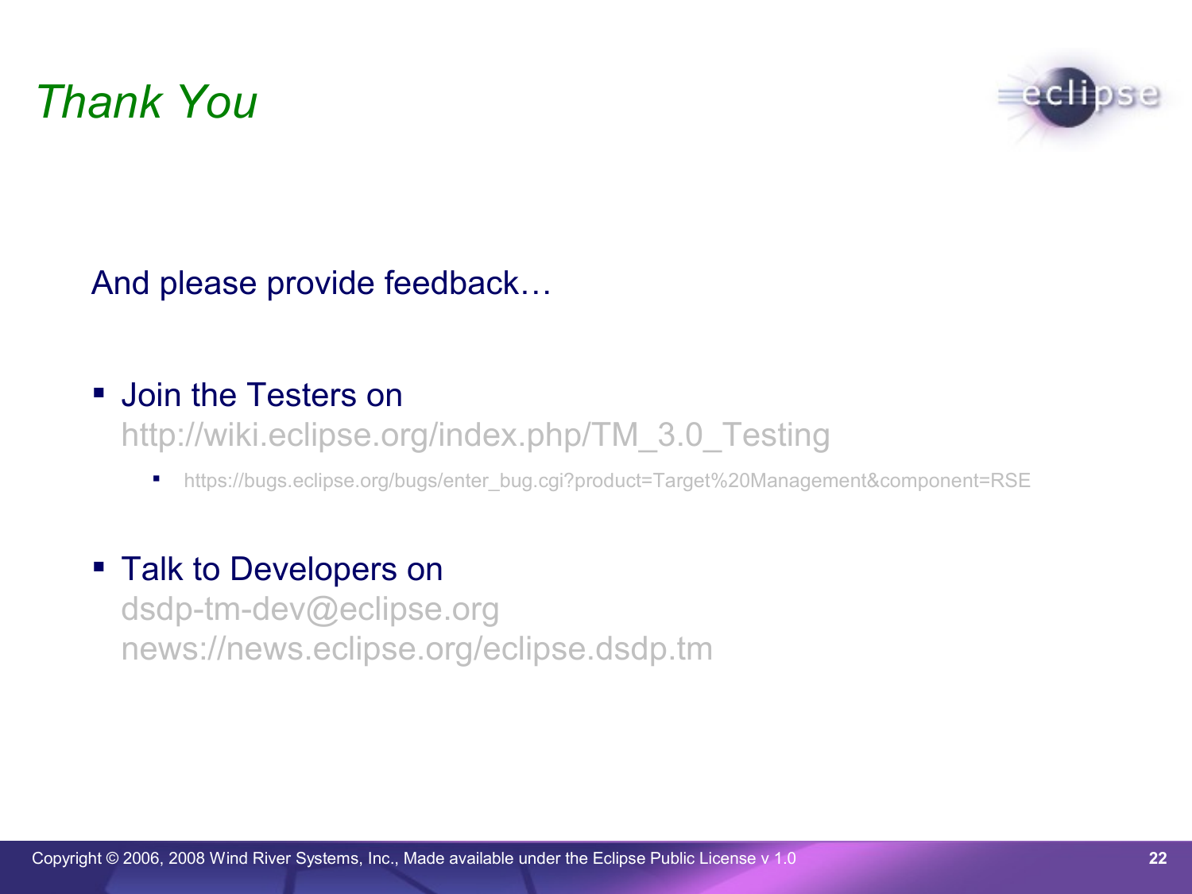# *Thank You*

And please provide feedback…

- Join the Testers on
  http://wiki.eclipse.org/index.php/TM_3.0_Testing
  - https://bugs.eclipse.org/bugs/enter_bug.cgi?product=Target%20Management&component=RSE

- Talk to Developers on
  dsdp-tm-dev@eclipse.org
  news://news.eclipse.org/eclipse.dsdp.tm